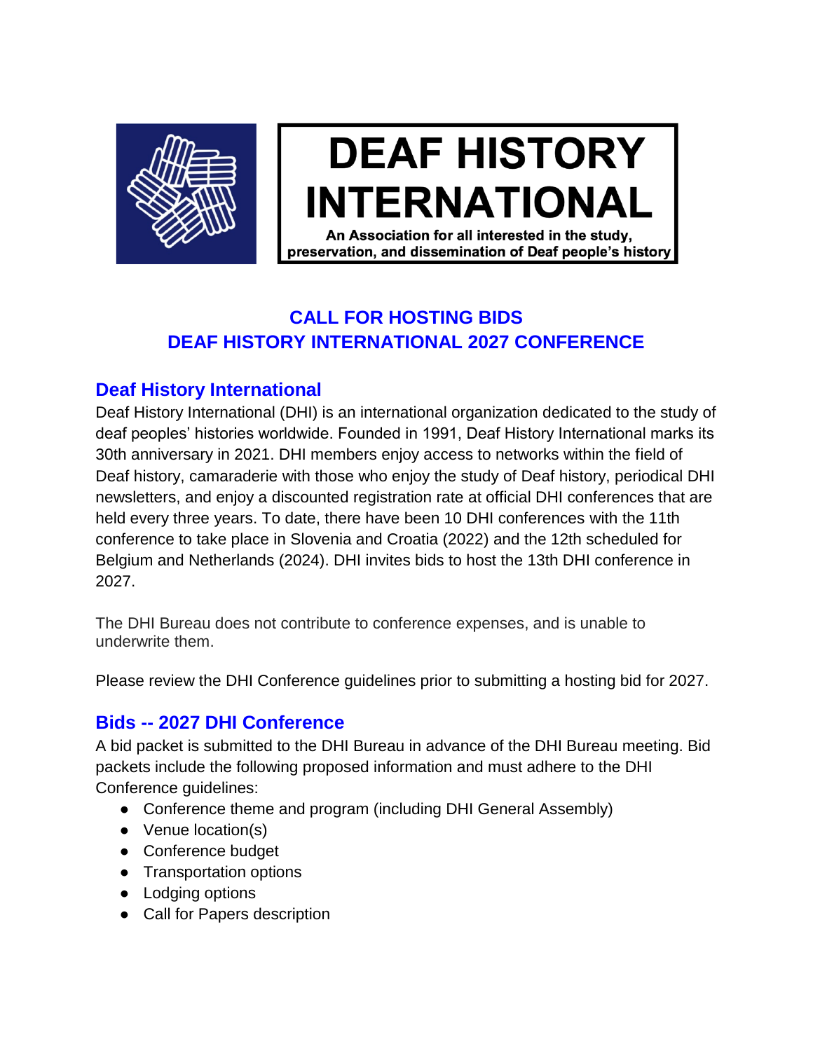# DEAF HISTORY INTERNATIONAL

**An Association for all interested in the study, preservation, and dissemination of Deaf people's history**

## CALL FOR HOSTING BIDS
## DEAF HISTORY INTERNATIONAL 2027 CONFERENCE

### Deaf History International

Deaf History International (DHI) is an international organization dedicated to the study of deaf peoples' histories worldwide. Founded in 1991, Deaf History International marks its 30th anniversary in 2021. DHI members enjoy access to networks within the field of Deaf history, camaraderie with those who enjoy the study of Deaf history, periodical DHI newsletters, and enjoy a discounted registration rate at official DHI conferences that are held every three years. To date, there have been 10 DHI conferences with the 11th conference to take place in Slovenia and Croatia (2022) and the 12th scheduled for Belgium and Netherlands (2024). DHI invites bids to host the 13th DHI conference in 2027.

The DHI Bureau does not contribute to conference expenses, and is unable to underwrite them.

Please review the DHI Conference guidelines prior to submitting a hosting bid for 2027.

### Bids -- 2027 DHI Conference

A bid packet is submitted to the DHI Bureau in advance of the DHI Bureau meeting. Bid packets include the following proposed information and must adhere to the DHI Conference guidelines:

- Conference theme and program (including DHI General Assembly)
- Venue location(s)
- Conference budget
- Transportation options
- Lodging options
- Call for Papers description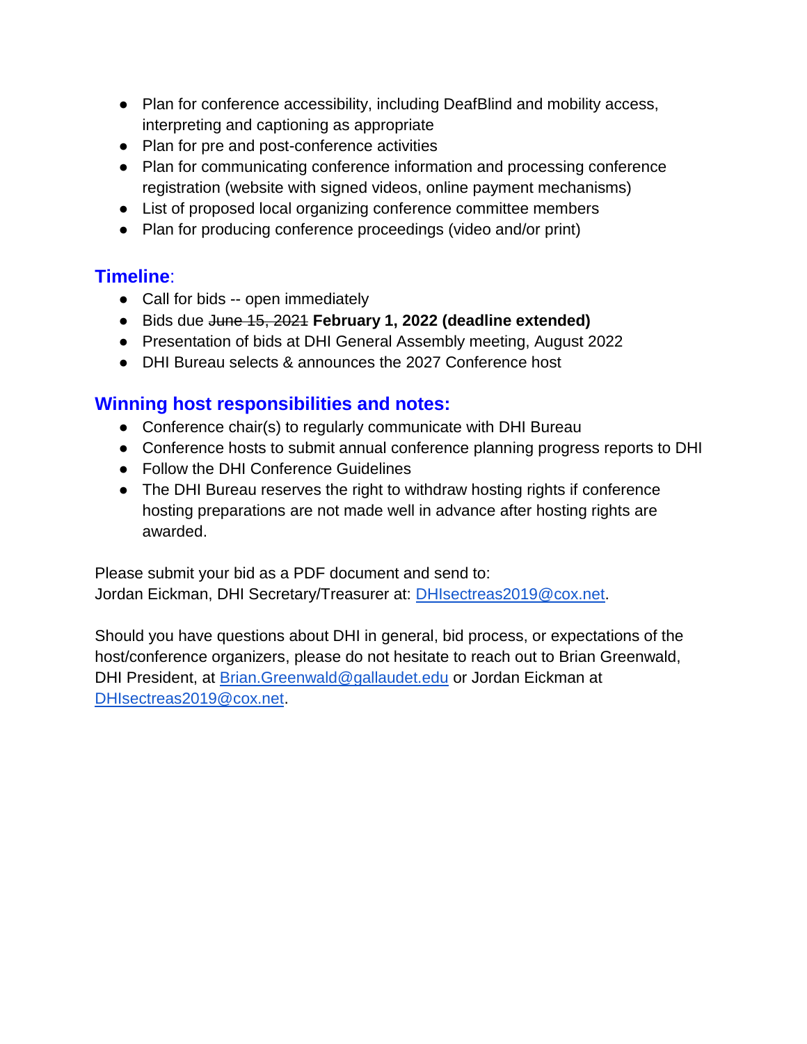- Plan for conference accessibility, including DeafBlind and mobility access, interpreting and captioning as appropriate
- Plan for pre and post-conference activities
- Plan for communicating conference information and processing conference registration (website with signed videos, online payment mechanisms)
- List of proposed local organizing conference committee members
- Plan for producing conference proceedings (video and/or print)

## Timeline:

- Call for bids -- open immediately
- Bids due ~~June 15, 2021~~ **February 1, 2022 (deadline extended)**
- Presentation of bids at DHI General Assembly meeting, August 2022
- DHI Bureau selects & announces the 2027 Conference host

## Winning host responsibilities and notes:

- Conference chair(s) to regularly communicate with DHI Bureau
- Conference hosts to submit annual conference planning progress reports to DHI
- Follow the DHI Conference Guidelines
- The DHI Bureau reserves the right to withdraw hosting rights if conference hosting preparations are not made well in advance after hosting rights are awarded.

Please submit your bid as a PDF document and send to:
Jordan Eickman, DHI Secretary/Treasurer at: DHIsectreas2019@cox.net.

Should you have questions about DHI in general, bid process, or expectations of the host/conference organizers, please do not hesitate to reach out to Brian Greenwald, DHI President, at Brian.Greenwald@gallaudet.edu or Jordan Eickman at DHIsectreas2019@cox.net.